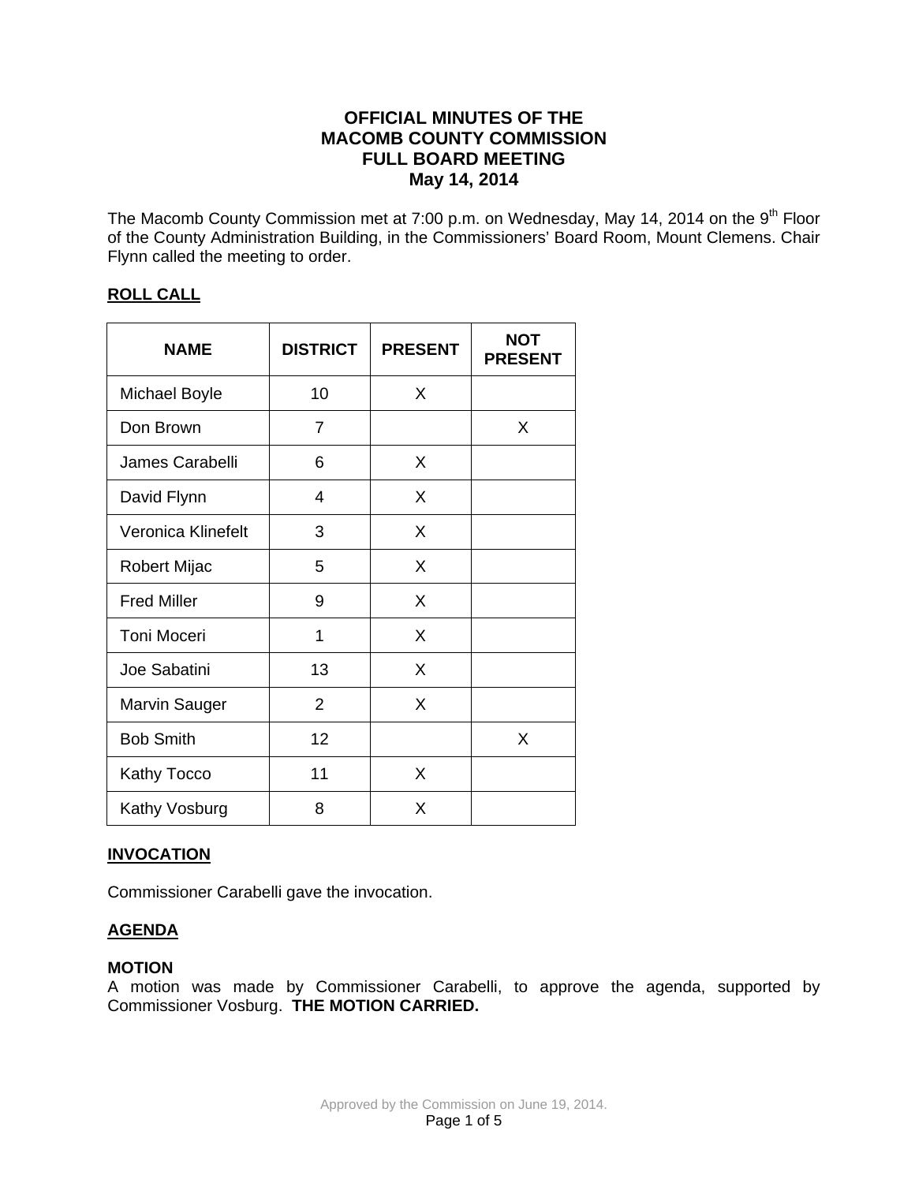# OFFICIAL MINUTES OF THE MACOMB COUNTY COMMISSION FULL BOARD MEETING May 14, 2014

The Macomb County Commission met at 7:00 p.m. on Wednesday, May 14, 2014 on the 9th Floor of the County Administration Building, in the Commissioners' Board Room, Mount Clemens. Chair Flynn called the meeting to order.

## ROLL CALL

| NAME | DISTRICT | PRESENT | NOT PRESENT |
|---|---|---|---|
| Michael Boyle | 10 | X | |
| Don Brown | 7 | | X |
| James Carabelli | 6 | X | |
| David Flynn | 4 | X | |
| Veronica Klinefelt | 3 | X | |
| Robert Mijac | 5 | X | |
| Fred Miller | 9 | X | |
| Toni Moceri | 1 | X | |
| Joe Sabatini | 13 | X | |
| Marvin Sauger | 2 | X | |
| Bob Smith | 12 | | X |
| Kathy Tocco | 11 | X | |
| Kathy Vosburg | 8 | X | |

## INVOCATION

Commissioner Carabelli gave the invocation.

## AGENDA

**MOTION**
A motion was made by Commissioner Carabelli, to approve the agenda, supported by Commissioner Vosburg. **THE MOTION CARRIED.**

Approved by the Commission on June 19, 2014.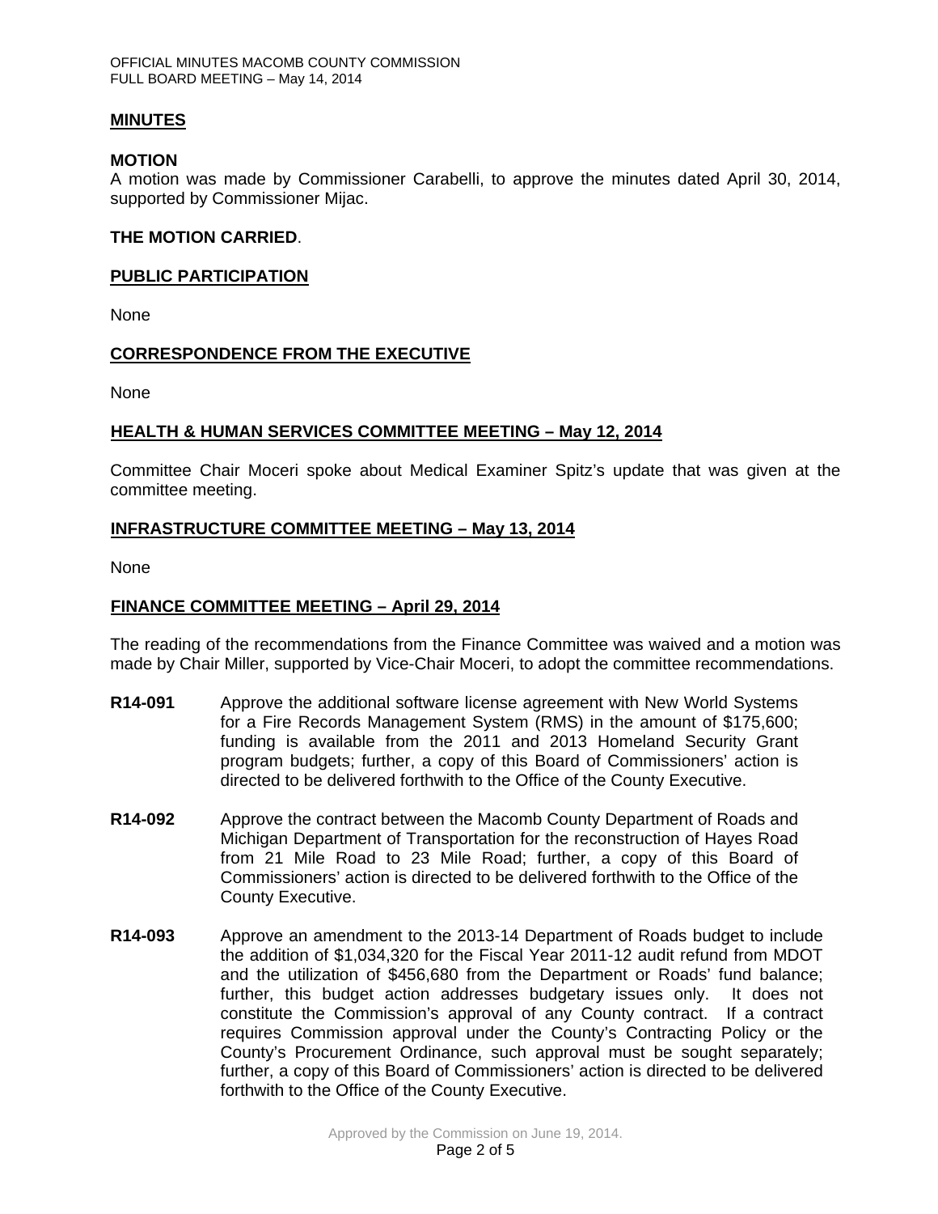## MINUTES

**MOTION**

A motion was made by Commissioner Carabelli, to approve the minutes dated April 30, 2014, supported by Commissioner Mijac.

**THE MOTION CARRIED**.

## PUBLIC PARTICIPATION

None

## CORRESPONDENCE FROM THE EXECUTIVE

None

## HEALTH & HUMAN SERVICES COMMITTEE MEETING – May 12, 2014

Committee Chair Moceri spoke about Medical Examiner Spitz's update that was given at the committee meeting.

## INFRASTRUCTURE COMMITTEE MEETING – May 13, 2014

None

## FINANCE COMMITTEE MEETING – April 29, 2014

The reading of the recommendations from the Finance Committee was waived and a motion was made by Chair Miller, supported by Vice-Chair Moceri, to adopt the committee recommendations.

**R14-091** Approve the additional software license agreement with New World Systems for a Fire Records Management System (RMS) in the amount of $175,600; funding is available from the 2011 and 2013 Homeland Security Grant program budgets; further, a copy of this Board of Commissioners' action is directed to be delivered forthwith to the Office of the County Executive.

**R14-092** Approve the contract between the Macomb County Department of Roads and Michigan Department of Transportation for the reconstruction of Hayes Road from 21 Mile Road to 23 Mile Road; further, a copy of this Board of Commissioners' action is directed to be delivered forthwith to the Office of the County Executive.

**R14-093** Approve an amendment to the 2013-14 Department of Roads budget to include the addition of $1,034,320 for the Fiscal Year 2011-12 audit refund from MDOT and the utilization of $456,680 from the Department or Roads' fund balance; further, this budget action addresses budgetary issues only. It does not constitute the Commission's approval of any County contract. If a contract requires Commission approval under the County's Contracting Policy or the County's Procurement Ordinance, such approval must be sought separately; further, a copy of this Board of Commissioners' action is directed to be delivered forthwith to the Office of the County Executive.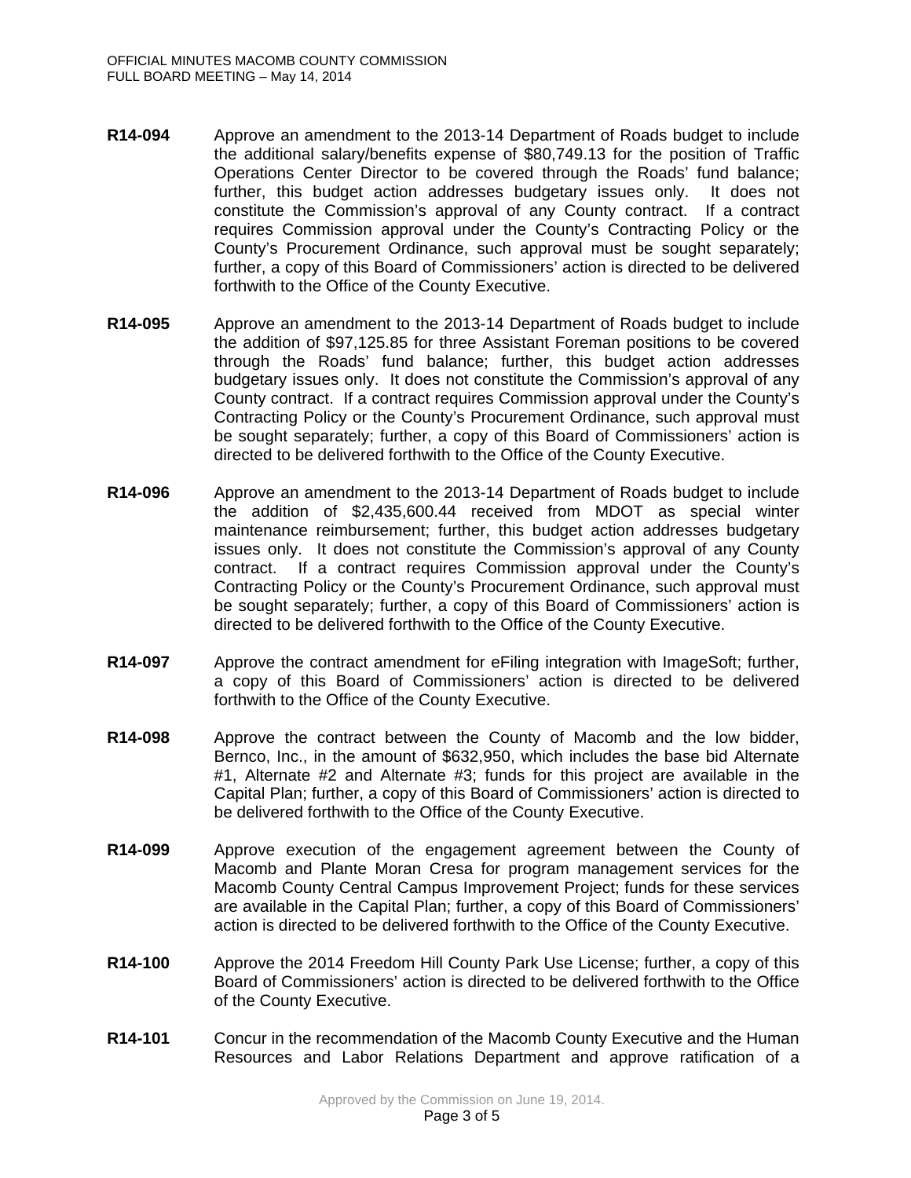**R14-094** Approve an amendment to the 2013-14 Department of Roads budget to include the additional salary/benefits expense of $80,749.13 for the position of Traffic Operations Center Director to be covered through the Roads' fund balance; further, this budget action addresses budgetary issues only. It does not constitute the Commission's approval of any County contract. If a contract requires Commission approval under the County's Contracting Policy or the County's Procurement Ordinance, such approval must be sought separately; further, a copy of this Board of Commissioners' action is directed to be delivered forthwith to the Office of the County Executive.

**R14-095** Approve an amendment to the 2013-14 Department of Roads budget to include the addition of $97,125.85 for three Assistant Foreman positions to be covered through the Roads' fund balance; further, this budget action addresses budgetary issues only. It does not constitute the Commission's approval of any County contract. If a contract requires Commission approval under the County's Contracting Policy or the County's Procurement Ordinance, such approval must be sought separately; further, a copy of this Board of Commissioners' action is directed to be delivered forthwith to the Office of the County Executive.

**R14-096** Approve an amendment to the 2013-14 Department of Roads budget to include the addition of $2,435,600.44 received from MDOT as special winter maintenance reimbursement; further, this budget action addresses budgetary issues only. It does not constitute the Commission's approval of any County contract. If a contract requires Commission approval under the County's Contracting Policy or the County's Procurement Ordinance, such approval must be sought separately; further, a copy of this Board of Commissioners' action is directed to be delivered forthwith to the Office of the County Executive.

**R14-097** Approve the contract amendment for eFiling integration with ImageSoft; further, a copy of this Board of Commissioners' action is directed to be delivered forthwith to the Office of the County Executive.

**R14-098** Approve the contract between the County of Macomb and the low bidder, Bernco, Inc., in the amount of $632,950, which includes the base bid Alternate #1, Alternate #2 and Alternate #3; funds for this project are available in the Capital Plan; further, a copy of this Board of Commissioners' action is directed to be delivered forthwith to the Office of the County Executive.

**R14-099** Approve execution of the engagement agreement between the County of Macomb and Plante Moran Cresa for program management services for the Macomb County Central Campus Improvement Project; funds for these services are available in the Capital Plan; further, a copy of this Board of Commissioners' action is directed to be delivered forthwith to the Office of the County Executive.

**R14-100** Approve the 2014 Freedom Hill County Park Use License; further, a copy of this Board of Commissioners' action is directed to be delivered forthwith to the Office of the County Executive.

**R14-101** Concur in the recommendation of the Macomb County Executive and the Human Resources and Labor Relations Department and approve ratification of a

Approved by the Commission on June 19, 2014.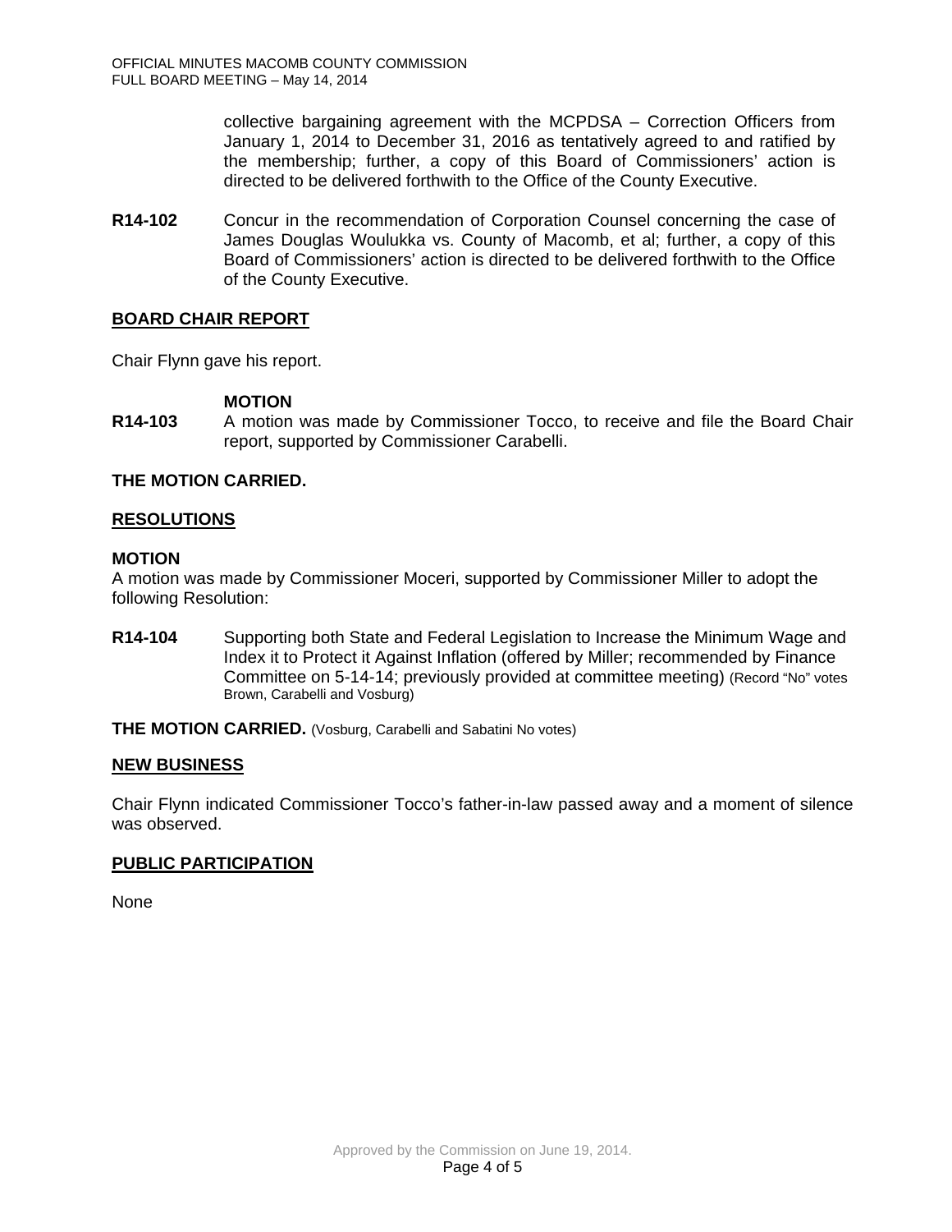collective bargaining agreement with the MCPDSA – Correction Officers from January 1, 2014 to December 31, 2016 as tentatively agreed to and ratified by the membership; further, a copy of this Board of Commissioners' action is directed to be delivered forthwith to the Office of the County Executive.

**R14-102** Concur in the recommendation of Corporation Counsel concerning the case of James Douglas Woulukka vs. County of Macomb, et al; further, a copy of this Board of Commissioners' action is directed to be delivered forthwith to the Office of the County Executive.

## BOARD CHAIR REPORT

Chair Flynn gave his report.

**MOTION**

**R14-103** A motion was made by Commissioner Tocco, to receive and file the Board Chair report, supported by Commissioner Carabelli.

**THE MOTION CARRIED.**

## RESOLUTIONS

**MOTION**

A motion was made by Commissioner Moceri, supported by Commissioner Miller to adopt the following Resolution:

**R14-104** Supporting both State and Federal Legislation to Increase the Minimum Wage and Index it to Protect it Against Inflation (offered by Miller; recommended by Finance Committee on 5-14-14; previously provided at committee meeting) (Record "No" votes Brown, Carabelli and Vosburg)

**THE MOTION CARRIED.** (Vosburg, Carabelli and Sabatini No votes)

## NEW BUSINESS

Chair Flynn indicated Commissioner Tocco's father-in-law passed away and a moment of silence was observed.

## PUBLIC PARTICIPATION

None

Approved by the Commission on June 19, 2014.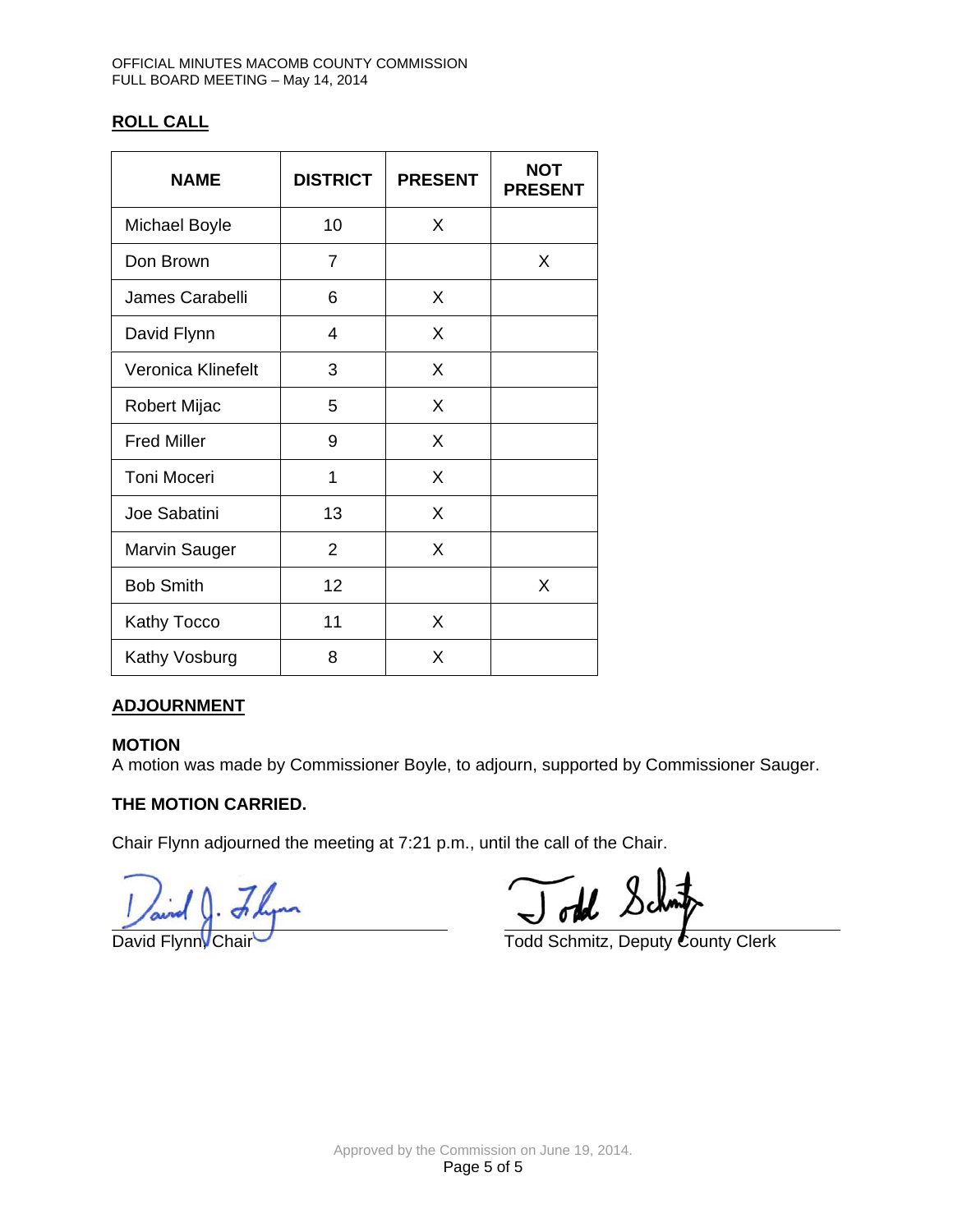## ROLL CALL

| NAME | DISTRICT | PRESENT | NOT PRESENT |
|---|---|---|---|
| Michael Boyle | 10 | X | |
| Don Brown | 7 | | X |
| James Carabelli | 6 | X | |
| David Flynn | 4 | X | |
| Veronica Klinefelt | 3 | X | |
| Robert Mijac | 5 | X | |
| Fred Miller | 9 | X | |
| Toni Moceri | 1 | X | |
| Joe Sabatini | 13 | X | |
| Marvin Sauger | 2 | X | |
| Bob Smith | 12 | | X |
| Kathy Tocco | 11 | X | |
| Kathy Vosburg | 8 | X | |

## ADJOURNMENT

**MOTION**
A motion was made by Commissioner Boyle, to adjourn, supported by Commissioner Sauger.

**THE MOTION CARRIED.**

Chair Flynn adjourned the meeting at 7:21 p.m., until the call of the Chair.

David Flynn, Chair

Todd Schmitz, Deputy County Clerk

Approved by the Commission on June 19, 2014.